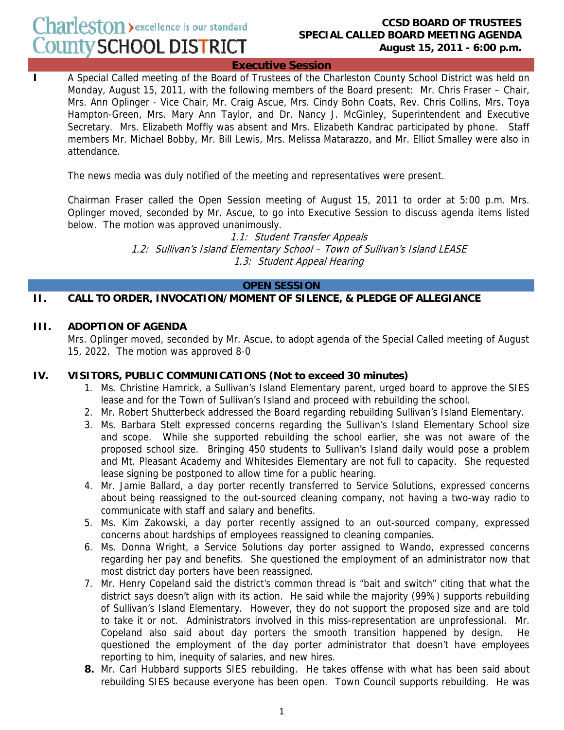Charleston County SCHOOL DISTRICT — excellence is our standard

**CCSD BOARD OF TRUSTEES**
**SPECIAL CALLED BOARD MEETING AGENDA**
**August 15, 2011 - 6:00 p.m.**

## Executive Session

**I** A Special Called meeting of the Board of Trustees of the Charleston County School District was held on Monday, August 15, 2011, with the following members of the Board present: Mr. Chris Fraser – Chair, Mrs. Ann Oplinger - Vice Chair, Mr. Craig Ascue, Mrs. Cindy Bohn Coats, Rev. Chris Collins, Mrs. Toya Hampton-Green, Mrs. Mary Ann Taylor, and Dr. Nancy J. McGinley, Superintendent and Executive Secretary. Mrs. Elizabeth Moffly was absent and Mrs. Elizabeth Kandrac participated by phone. Staff members Mr. Michael Bobby, Mr. Bill Lewis, Mrs. Melissa Matarazzo, and Mr. Elliot Smalley were also in attendance.

The news media was duly notified of the meeting and representatives were present.

Chairman Fraser called the Open Session meeting of August 15, 2011 to order at 5:00 p.m. Mrs. Oplinger moved, seconded by Mr. Ascue, to go into Executive Session to discuss agenda items listed below. The motion was approved unanimously.

*1.1: Student Transfer Appeals*
*1.2: Sullivan's Island Elementary School – Town of Sullivan's Island LEASE*
*1.3: Student Appeal Hearing*

## OPEN SESSION

### II. CALL TO ORDER, INVOCATION/MOMENT OF SILENCE, & PLEDGE OF ALLEGIANCE

### III. ADOPTION OF AGENDA

Mrs. Oplinger moved, seconded by Mr. Ascue, to adopt agenda of the Special Called meeting of August 15, 2022. The motion was approved 8-0

### IV. VISITORS, PUBLIC COMMUNICATIONS (Not to exceed 30 minutes)

1. Ms. Christine Hamrick, a Sullivan's Island Elementary parent, urged board to approve the SIES lease and for the Town of Sullivan's Island and proceed with rebuilding the school.
2. Mr. Robert Shutterbeck addressed the Board regarding rebuilding Sullivan's Island Elementary.
3. Ms. Barbara Stelt expressed concerns regarding the Sullivan's Island Elementary School size and scope. While she supported rebuilding the school earlier, she was not aware of the proposed school size. Bringing 450 students to Sullivan's Island daily would pose a problem and Mt. Pleasant Academy and Whitesides Elementary are not full to capacity. She requested lease signing be postponed to allow time for a public hearing.
4. Mr. Jamie Ballard, a day porter recently transferred to Service Solutions, expressed concerns about being reassigned to the out-sourced cleaning company, not having a two-way radio to communicate with staff and salary and benefits.
5. Ms. Kim Zakowski, a day porter recently assigned to an out-sourced company, expressed concerns about hardships of employees reassigned to cleaning companies.
6. Ms. Donna Wright, a Service Solutions day porter assigned to Wando, expressed concerns regarding her pay and benefits. She questioned the employment of an administrator now that most district day porters have been reassigned.
7. Mr. Henry Copeland said the district's common thread is "bait and switch" citing that what the district says doesn't align with its action. He said while the majority (99%) supports rebuilding of Sullivan's Island Elementary. However, they do not support the proposed size and are told to take it or not. Administrators involved in this miss-representation are unprofessional. Mr. Copeland also said about day porters the smooth transition happened by design. He questioned the employment of the day porter administrator that doesn't have employees reporting to him, inequity of salaries, and new hires.
8. Mr. Carl Hubbard supports SIES rebuilding. He takes offense with what has been said about rebuilding SIES because everyone has been open. Town Council supports rebuilding. He was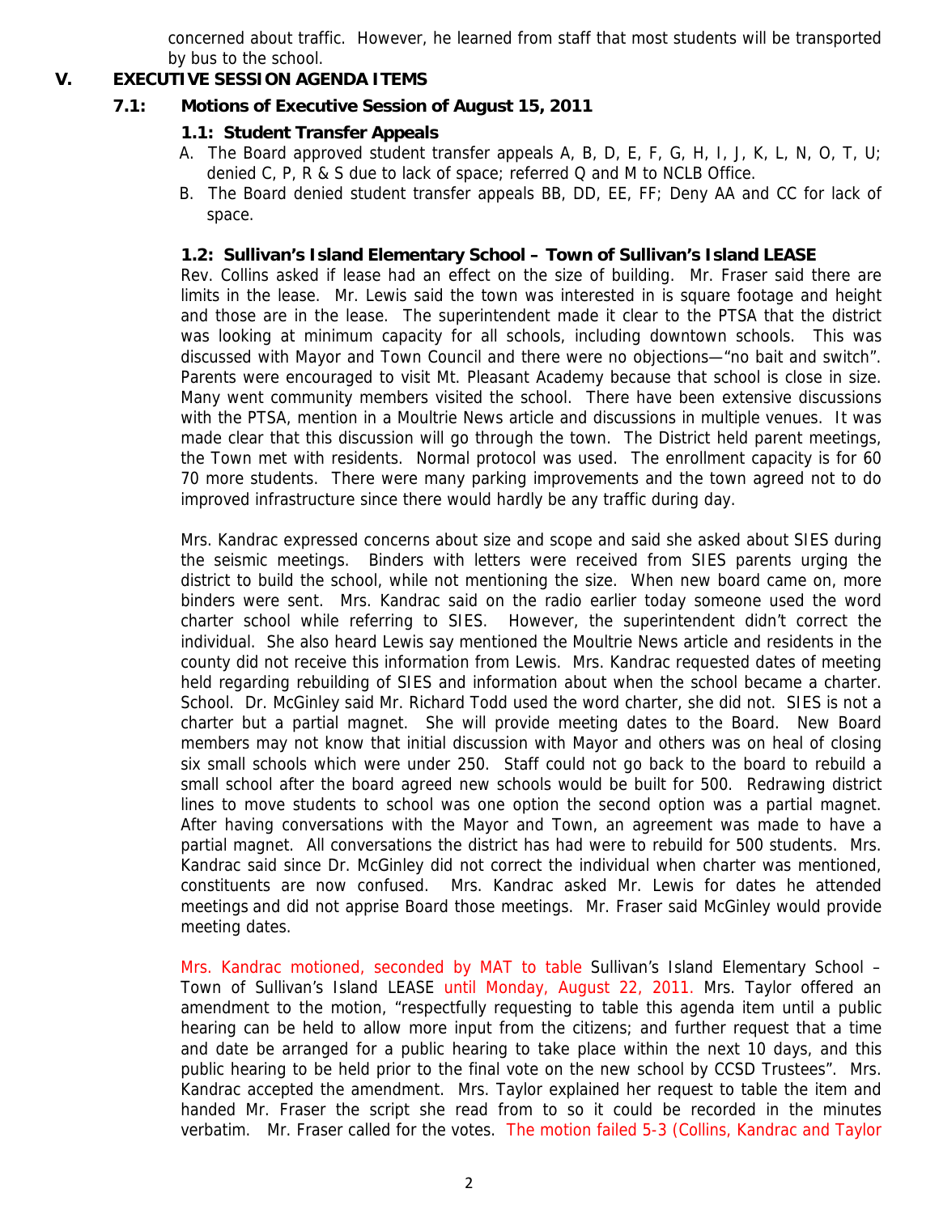concerned about traffic. However, he learned from staff that most students will be transported by bus to the school.

## V. EXECUTIVE SESSION AGENDA ITEMS

### 7.1: Motions of Executive Session of August 15, 2011

#### 1.1: Student Transfer Appeals

A. The Board approved student transfer appeals A, B, D, E, F, G, H, I, J, K, L, N, O, T, U; denied C, P, R & S due to lack of space; referred Q and M to NCLB Office.

B. The Board denied student transfer appeals BB, DD, EE, FF; Deny AA and CC for lack of space.

#### 1.2: Sullivan's Island Elementary School – Town of Sullivan's Island LEASE

Rev. Collins asked if lease had an effect on the size of building. Mr. Fraser said there are limits in the lease. Mr. Lewis said the town was interested in is square footage and height and those are in the lease. The superintendent made it clear to the PTSA that the district was looking at minimum capacity for all schools, including downtown schools. This was discussed with Mayor and Town Council and there were no objections—"no bait and switch". Parents were encouraged to visit Mt. Pleasant Academy because that school is close in size. Many went community members visited the school. There have been extensive discussions with the PTSA, mention in a Moultrie News article and discussions in multiple venues. It was made clear that this discussion will go through the town. The District held parent meetings, the Town met with residents. Normal protocol was used. The enrollment capacity is for 60 70 more students. There were many parking improvements and the town agreed not to do improved infrastructure since there would hardly be any traffic during day.

Mrs. Kandrac expressed concerns about size and scope and said she asked about SIES during the seismic meetings. Binders with letters were received from SIES parents urging the district to build the school, while not mentioning the size. When new board came on, more binders were sent. Mrs. Kandrac said on the radio earlier today someone used the word charter school while referring to SIES. However, the superintendent didn't correct the individual. She also heard Lewis say mentioned the Moultrie News article and residents in the county did not receive this information from Lewis. Mrs. Kandrac requested dates of meeting held regarding rebuilding of SIES and information about when the school became a charter. School. Dr. McGinley said Mr. Richard Todd used the word charter, she did not. SIES is not a charter but a partial magnet. She will provide meeting dates to the Board. New Board members may not know that initial discussion with Mayor and others was on heal of closing six small schools which were under 250. Staff could not go back to the board to rebuild a small school after the board agreed new schools would be built for 500. Redrawing district lines to move students to school was one option the second option was a partial magnet. After having conversations with the Mayor and Town, an agreement was made to have a partial magnet. All conversations the district has had were to rebuild for 500 students. Mrs. Kandrac said since Dr. McGinley did not correct the individual when charter was mentioned, constituents are now confused. Mrs. Kandrac asked Mr. Lewis for dates he attended meetings and did not apprise Board those meetings. Mr. Fraser said McGinley would provide meeting dates.

Mrs. Kandrac motioned, seconded by MAT to table Sullivan's Island Elementary School – Town of Sullivan's Island LEASE until Monday, August 22, 2011. Mrs. Taylor offered an amendment to the motion, "respectfully requesting to table this agenda item until a public hearing can be held to allow more input from the citizens; and further request that a time and date be arranged for a public hearing to take place within the next 10 days, and this public hearing to be held prior to the final vote on the new school by CCSD Trustees". Mrs. Kandrac accepted the amendment. Mrs. Taylor explained her request to table the item and handed Mr. Fraser the script she read from to so it could be recorded in the minutes verbatim. Mr. Fraser called for the votes. The motion failed 5-3 (Collins, Kandrac and Taylor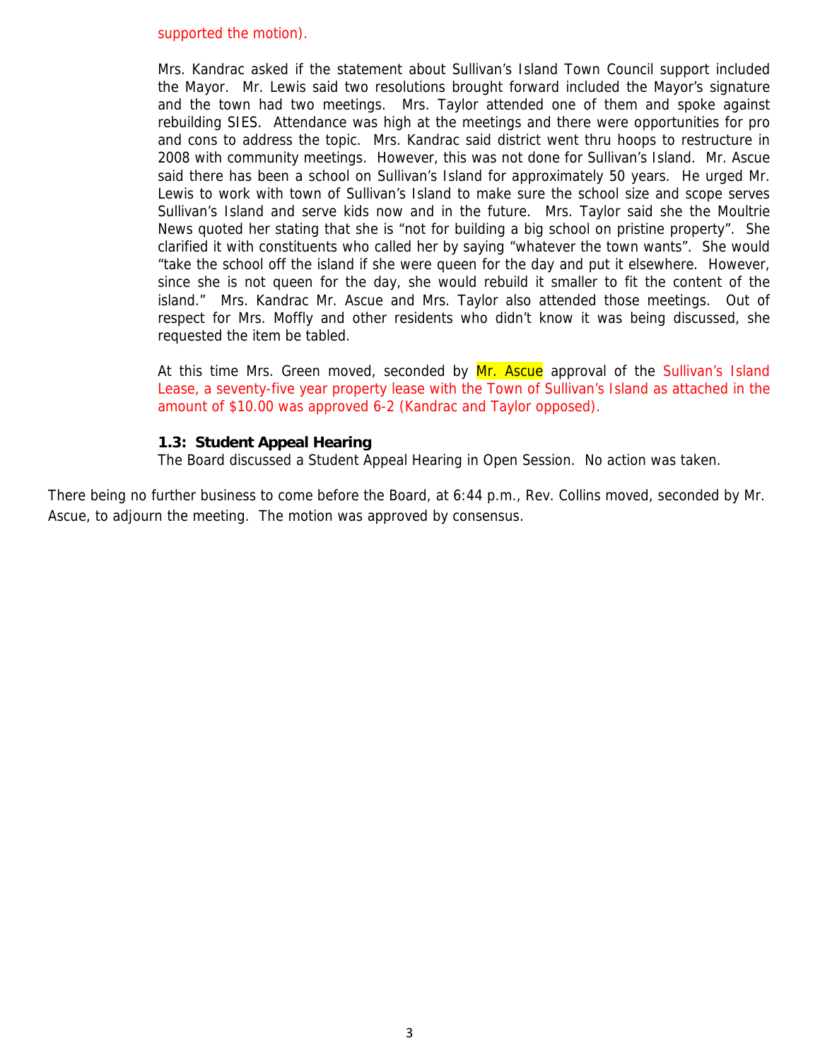supported the motion).

Mrs. Kandrac asked if the statement about Sullivan's Island Town Council support included the Mayor. Mr. Lewis said two resolutions brought forward included the Mayor's signature and the town had two meetings. Mrs. Taylor attended one of them and spoke against rebuilding SIES. Attendance was high at the meetings and there were opportunities for pro and cons to address the topic. Mrs. Kandrac said district went thru hoops to restructure in 2008 with community meetings. However, this was not done for Sullivan's Island. Mr. Ascue said there has been a school on Sullivan's Island for approximately 50 years. He urged Mr. Lewis to work with town of Sullivan's Island to make sure the school size and scope serves Sullivan's Island and serve kids now and in the future. Mrs. Taylor said she the Moultrie News quoted her stating that she is "not for building a big school on pristine property". She clarified it with constituents who called her by saying "whatever the town wants". She would "take the school off the island if she were queen for the day and put it elsewhere. However, since she is not queen for the day, she would rebuild it smaller to fit the content of the island." Mrs. Kandrac Mr. Ascue and Mrs. Taylor also attended those meetings. Out of respect for Mrs. Moffly and other residents who didn't know it was being discussed, she requested the item be tabled.

At this time Mrs. Green moved, seconded by Mr. Ascue approval of the Sullivan's Island Lease, a seventy-five year property lease with the Town of Sullivan's Island as attached in the amount of $10.00 was approved 6-2 (Kandrac and Taylor opposed).

**1.3: Student Appeal Hearing**

The Board discussed a Student Appeal Hearing in Open Session. No action was taken.

There being no further business to come before the Board, at 6:44 p.m., Rev. Collins moved, seconded by Mr. Ascue, to adjourn the meeting. The motion was approved by consensus.